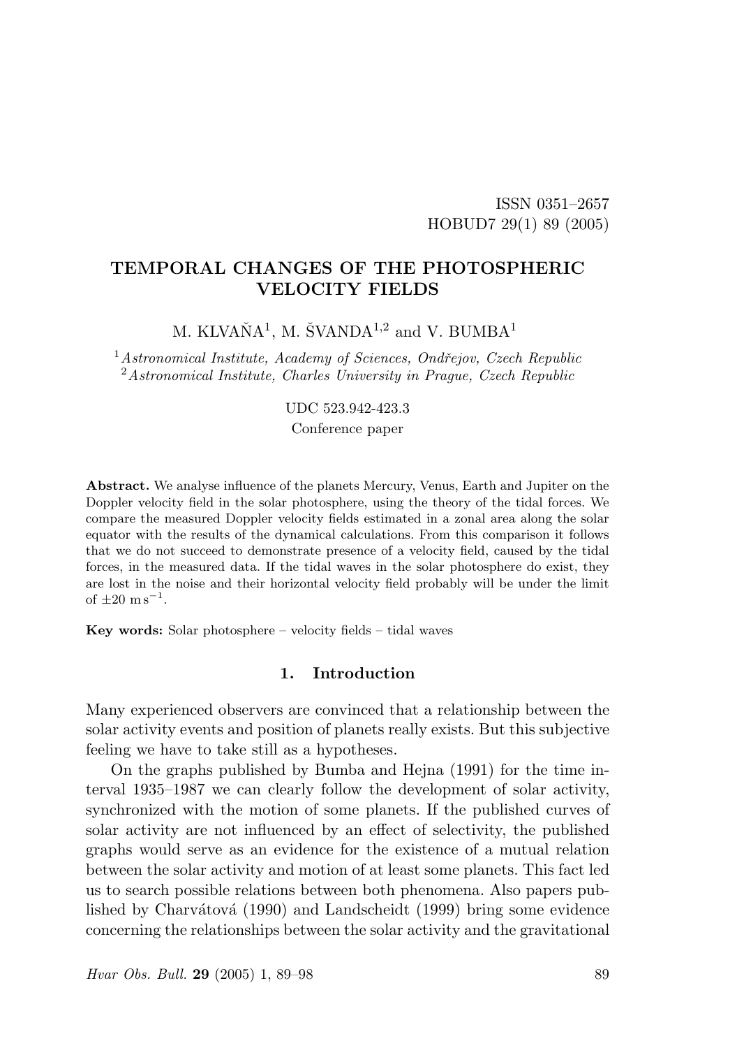ISSN 0351–2657
HOBUD7 29(1) 89 (2005)

# TEMPORAL CHANGES OF THE PHOTOSPHERIC VELOCITY FIELDS

M. KLVAŇA[1], M. ŠVANDA[1,2] and V. BUMBA[1]

[1] *Astronomical Institute, Academy of Sciences, Ondřejov, Czech Republic*
[2] *Astronomical Institute, Charles University in Prague, Czech Republic*

UDC 523.942-423.3
Conference paper

**Abstract.** We analyse influence of the planets Mercury, Venus, Earth and Jupiter on the Doppler velocity field in the solar photosphere, using the theory of the tidal forces. We compare the measured Doppler velocity fields estimated in a zonal area along the solar equator with the results of the dynamical calculations. From this comparison it follows that we do not succeed to demonstrate presence of a velocity field, caused by the tidal forces, in the measured data. If the tidal waves in the solar photosphere do exist, they are lost in the noise and their horizontal velocity field probably will be under the limit of $\pm 20\ \mathrm{m\,s^{-1}}$.

**Key words:** Solar photosphere – velocity fields – tidal waves

## 1. Introduction

Many experienced observers are convinced that a relationship between the solar activity events and position of planets really exists. But this subjective feeling we have to take still as a hypotheses.

On the graphs published by Bumba and Hejna (1991) for the time interval 1935–1987 we can clearly follow the development of solar activity, synchronized with the motion of some planets. If the published curves of solar activity are not influenced by an effect of selectivity, the published graphs would serve as an evidence for the existence of a mutual relation between the solar activity and motion of at least some planets. This fact led us to search possible relations between both phenomena. Also papers published by Charvátová (1990) and Landscheidt (1999) bring some evidence concerning the relationships between the solar activity and the gravitational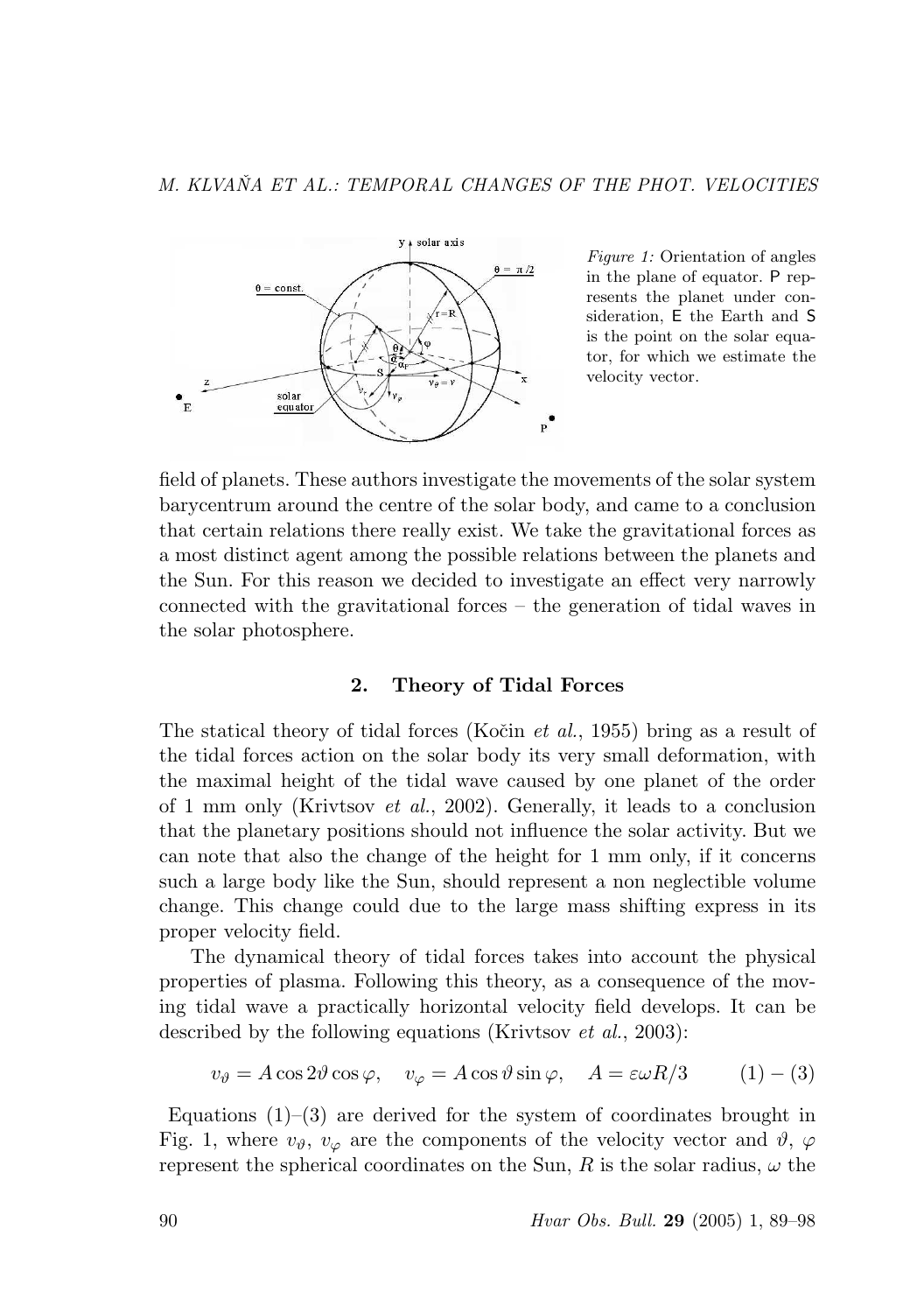*Figure 1:* Orientation of angles in the plane of equator. P represents the planet under consideration, E the Earth and S is the point on the solar equator, for which we estimate the velocity vector.

field of planets. These authors investigate the movements of the solar system barycentrum around the centre of the solar body, and came to a conclusion that certain relations there really exist. We take the gravitational forces as a most distinct agent among the possible relations between the planets and the Sun. For this reason we decided to investigate an effect very narrowly connected with the gravitational forces – the generation of tidal waves in the solar photosphere.

## 2. Theory of Tidal Forces

The statical theory of tidal forces (Kočin *et al.*, 1955) bring as a result of the tidal forces action on the solar body its very small deformation, with the maximal height of the tidal wave caused by one planet of the order of 1 mm only (Krivtsov *et al.*, 2002). Generally, it leads to a conclusion that the planetary positions should not influence the solar activity. But we can note that also the change of the height for 1 mm only, if it concerns such a large body like the Sun, should represent a non neglectible volume change. This change could due to the large mass shifting express in its proper velocity field.

The dynamical theory of tidal forces takes into account the physical properties of plasma. Following this theory, as a consequence of the moving tidal wave a practically horizontal velocity field develops. It can be described by the following equations (Krivtsov *et al.*, 2003):

$$v_\vartheta = A\cos 2\vartheta \cos\varphi, \quad v_\varphi = A\cos\vartheta \sin\varphi, \quad A = \varepsilon\omega R/3 \qquad (1)-(3)$$

Equations (1)–(3) are derived for the system of coordinates brought in Fig. 1, where $v_\vartheta$, $v_\varphi$ are the components of the velocity vector and $\vartheta$, $\varphi$ represent the spherical coordinates on the Sun, $R$ is the solar radius, $\omega$ the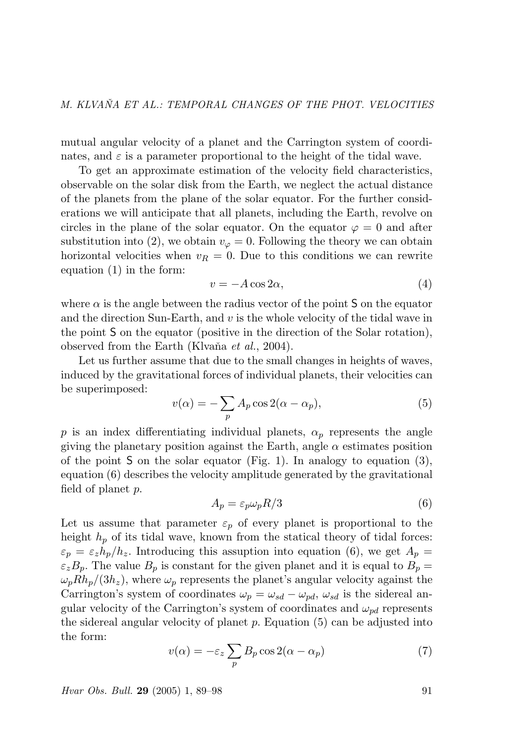mutual angular velocity of a planet and the Carrington system of coordinates, and $\varepsilon$ is a parameter proportional to the height of the tidal wave.

To get an approximate estimation of the velocity field characteristics, observable on the solar disk from the Earth, we neglect the actual distance of the planets from the plane of the solar equator. For the further considerations we will anticipate that all planets, including the Earth, revolve on circles in the plane of the solar equator. On the equator $\varphi = 0$ and after substitution into (2), we obtain $v_\varphi = 0$. Following the theory we can obtain horizontal velocities when $v_R = 0$. Due to this conditions we can rewrite equation (1) in the form:

$$v = -A \cos 2\alpha, \tag{4}$$

where $\alpha$ is the angle between the radius vector of the point S on the equator and the direction Sun-Earth, and $v$ is the whole velocity of the tidal wave in the point S on the equator (positive in the direction of the Solar rotation), observed from the Earth (Klvaňa *et al.*, 2004).

Let us further assume that due to the small changes in heights of waves, induced by the gravitational forces of individual planets, their velocities can be superimposed:

$$v(\alpha) = -\sum_p A_p \cos 2(\alpha - \alpha_p), \tag{5}$$

$p$ is an index differentiating individual planets, $\alpha_p$ represents the angle giving the planetary position against the Earth, angle $\alpha$ estimates position of the point S on the solar equator (Fig. 1). In analogy to equation (3), equation (6) describes the velocity amplitude generated by the gravitational field of planet $p$.

$$A_p = \varepsilon_p \omega_p R/3 \tag{6}$$

Let us assume that parameter $\varepsilon_p$ of every planet is proportional to the height $h_p$ of its tidal wave, known from the statical theory of tidal forces: $\varepsilon_p = \varepsilon_z h_p/h_z$. Introducing this assuption into equation (6), we get $A_p = \varepsilon_z B_p$. The value $B_p$ is constant for the given planet and it is equal to $B_p = \omega_p R h_p/(3h_z)$, where $\omega_p$ represents the planet's angular velocity against the Carrington's system of coordinates $\omega_p = \omega_{sd} - \omega_{pd}$, $\omega_{sd}$ is the sidereal angular velocity of the Carrington's system of coordinates and $\omega_{pd}$ represents the sidereal angular velocity of planet $p$. Equation (5) can be adjusted into the form:

$$v(\alpha) = -\varepsilon_z \sum_p B_p \cos 2(\alpha - \alpha_p) \tag{7}$$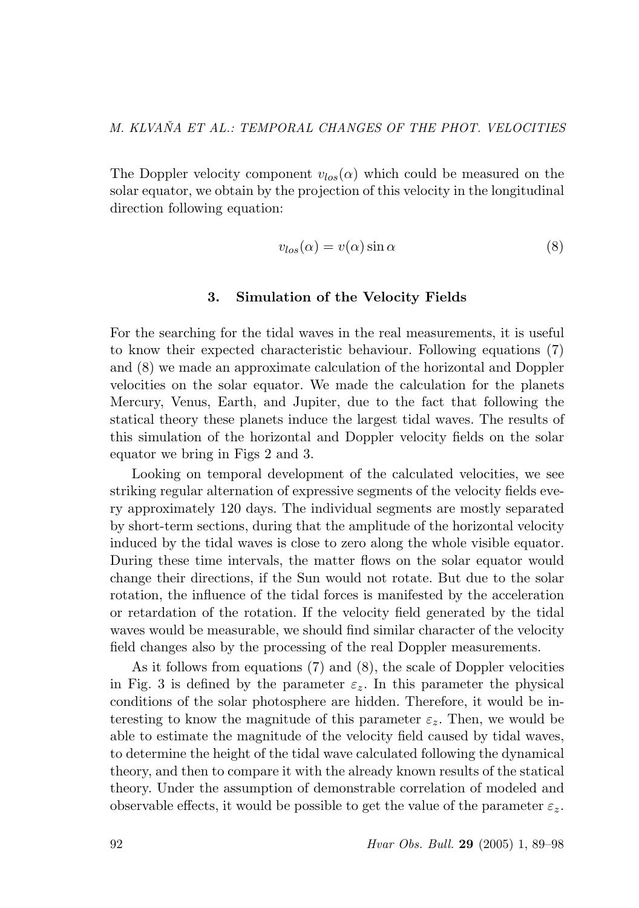The Doppler velocity component $v_{los}(\alpha)$ which could be measured on the solar equator, we obtain by the projection of this velocity in the longitudinal direction following equation:

$$v_{los}(\alpha) = v(\alpha) \sin \alpha \tag{8}$$

## 3. Simulation of the Velocity Fields

For the searching for the tidal waves in the real measurements, it is useful to know their expected characteristic behaviour. Following equations (7) and (8) we made an approximate calculation of the horizontal and Doppler velocities on the solar equator. We made the calculation for the planets Mercury, Venus, Earth, and Jupiter, due to the fact that following the statical theory these planets induce the largest tidal waves. The results of this simulation of the horizontal and Doppler velocity fields on the solar equator we bring in Figs 2 and 3.

Looking on temporal development of the calculated velocities, we see striking regular alternation of expressive segments of the velocity fields every approximately 120 days. The individual segments are mostly separated by short-term sections, during that the amplitude of the horizontal velocity induced by the tidal waves is close to zero along the whole visible equator. During these time intervals, the matter flows on the solar equator would change their directions, if the Sun would not rotate. But due to the solar rotation, the influence of the tidal forces is manifested by the acceleration or retardation of the rotation. If the velocity field generated by the tidal waves would be measurable, we should find similar character of the velocity field changes also by the processing of the real Doppler measurements.

As it follows from equations (7) and (8), the scale of Doppler velocities in Fig. 3 is defined by the parameter $\varepsilon_z$. In this parameter the physical conditions of the solar photosphere are hidden. Therefore, it would be interesting to know the magnitude of this parameter $\varepsilon_z$. Then, we would be able to estimate the magnitude of the velocity field caused by tidal waves, to determine the height of the tidal wave calculated following the dynamical theory, and then to compare it with the already known results of the statical theory. Under the assumption of demonstrable correlation of modeled and observable effects, it would be possible to get the value of the parameter $\varepsilon_z$.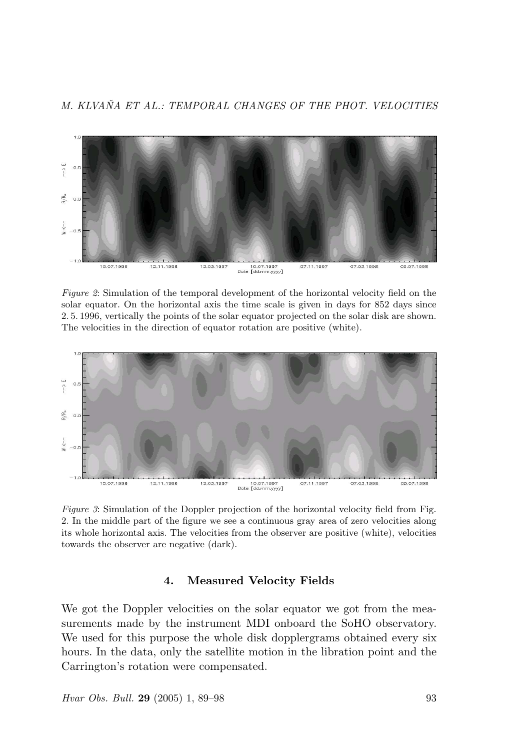*Figure 2*: Simulation of the temporal development of the horizontal velocity field on the solar equator. On the horizontal axis the time scale is given in days for 852 days since 2. 5. 1996, vertically the points of the solar equator projected on the solar disk are shown. The velocities in the direction of equator rotation are positive (white).

*Figure 3*: Simulation of the Doppler projection of the horizontal velocity field from Fig. 2. In the middle part of the figure we see a continuous gray area of zero velocities along its whole horizontal axis. The velocities from the observer are positive (white), velocities towards the observer are negative (dark).

## 4. Measured Velocity Fields

We got the Doppler velocities on the solar equator we got from the measurements made by the instrument MDI onboard the SoHO observatory. We used for this purpose the whole disk dopplergrams obtained every six hours. In the data, only the satellite motion in the libration point and the Carrington's rotation were compensated.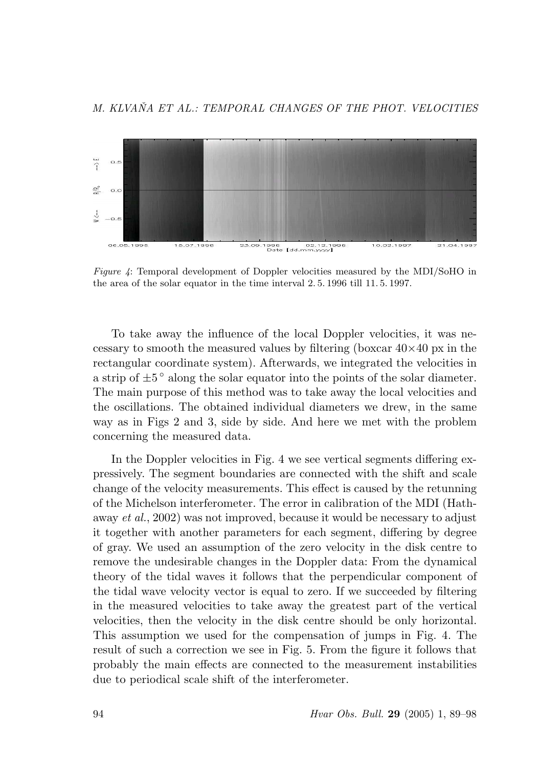*Figure 4*: Temporal development of Doppler velocities measured by the MDI/SoHO in the area of the solar equator in the time interval 2. 5. 1996 till 11. 5. 1997.

To take away the influence of the local Doppler velocities, it was necessary to smooth the measured values by filtering (boxcar $40\times40$ px in the rectangular coordinate system). Afterwards, we integrated the velocities in a strip of $\pm5^\circ$ along the solar equator into the points of the solar diameter. The main purpose of this method was to take away the local velocities and the oscillations. The obtained individual diameters we drew, in the same way as in Figs 2 and 3, side by side. And here we met with the problem concerning the measured data.

In the Doppler velocities in Fig. 4 we see vertical segments differing expressively. The segment boundaries are connected with the shift and scale change of the velocity measurements. This effect is caused by the retunning of the Michelson interferometer. The error in calibration of the MDI (Hathaway *et al.*, 2002) was not improved, because it would be necessary to adjust it together with another parameters for each segment, differing by degree of gray. We used an assumption of the zero velocity in the disk centre to remove the undesirable changes in the Doppler data: From the dynamical theory of the tidal waves it follows that the perpendicular component of the tidal wave velocity vector is equal to zero. If we succeeded by filtering in the measured velocities to take away the greatest part of the vertical velocities, then the velocity in the disk centre should be only horizontal. This assumption we used for the compensation of jumps in Fig. 4. The result of such a correction we see in Fig. 5. From the figure it follows that probably the main effects are connected to the measurement instabilities due to periodical scale shift of the interferometer.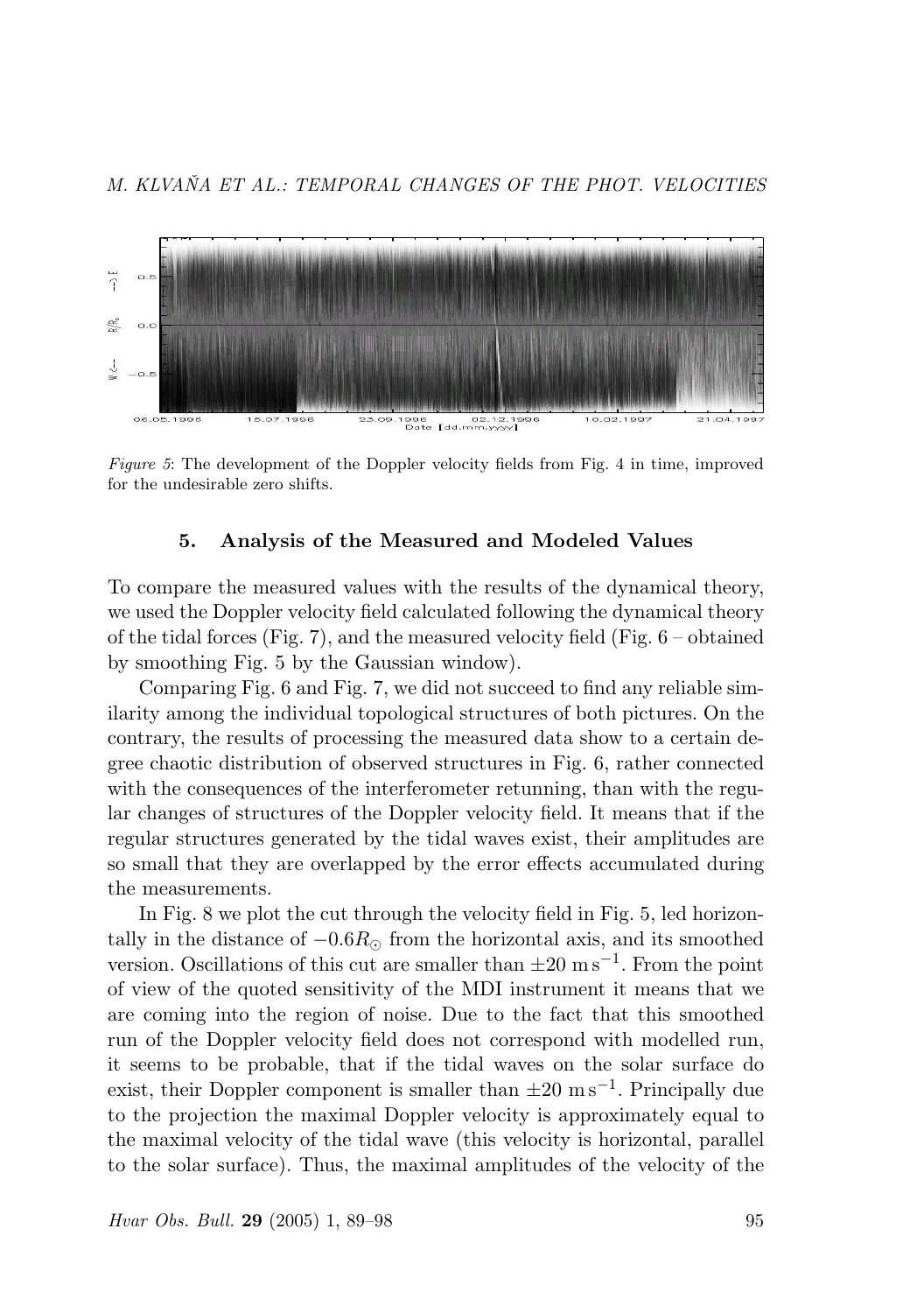*Figure 5*: The development of the Doppler velocity fields from Fig. 4 in time, improved for the undesirable zero shifts.

## 5. Analysis of the Measured and Modeled Values

To compare the measured values with the results of the dynamical theory, we used the Doppler velocity field calculated following the dynamical theory of the tidal forces (Fig. 7), and the measured velocity field (Fig. 6 – obtained by smoothing Fig. 5 by the Gaussian window).

Comparing Fig. 6 and Fig. 7, we did not succeed to find any reliable similarity among the individual topological structures of both pictures. On the contrary, the results of processing the measured data show to a certain degree chaotic distribution of observed structures in Fig. 6, rather connected with the consequences of the interferometer retunning, than with the regular changes of structures of the Doppler velocity field. It means that if the regular structures generated by the tidal waves exist, their amplitudes are so small that they are overlapped by the error effects accumulated during the measurements.

In Fig. 8 we plot the cut through the velocity field in Fig. 5, led horizontally in the distance of $-0.6R_{\odot}$ from the horizontal axis, and its smoothed version. Oscillations of this cut are smaller than $\pm 20\ \mathrm{m\,s^{-1}}$. From the point of view of the quoted sensitivity of the MDI instrument it means that we are coming into the region of noise. Due to the fact that this smoothed run of the Doppler velocity field does not correspond with modelled run, it seems to be probable, that if the tidal waves on the solar surface do exist, their Doppler component is smaller than $\pm 20\ \mathrm{m\,s^{-1}}$. Principally due to the projection the maximal Doppler velocity is approximately equal to the maximal velocity of the tidal wave (this velocity is horizontal, parallel to the solar surface). Thus, the maximal amplitudes of the velocity of the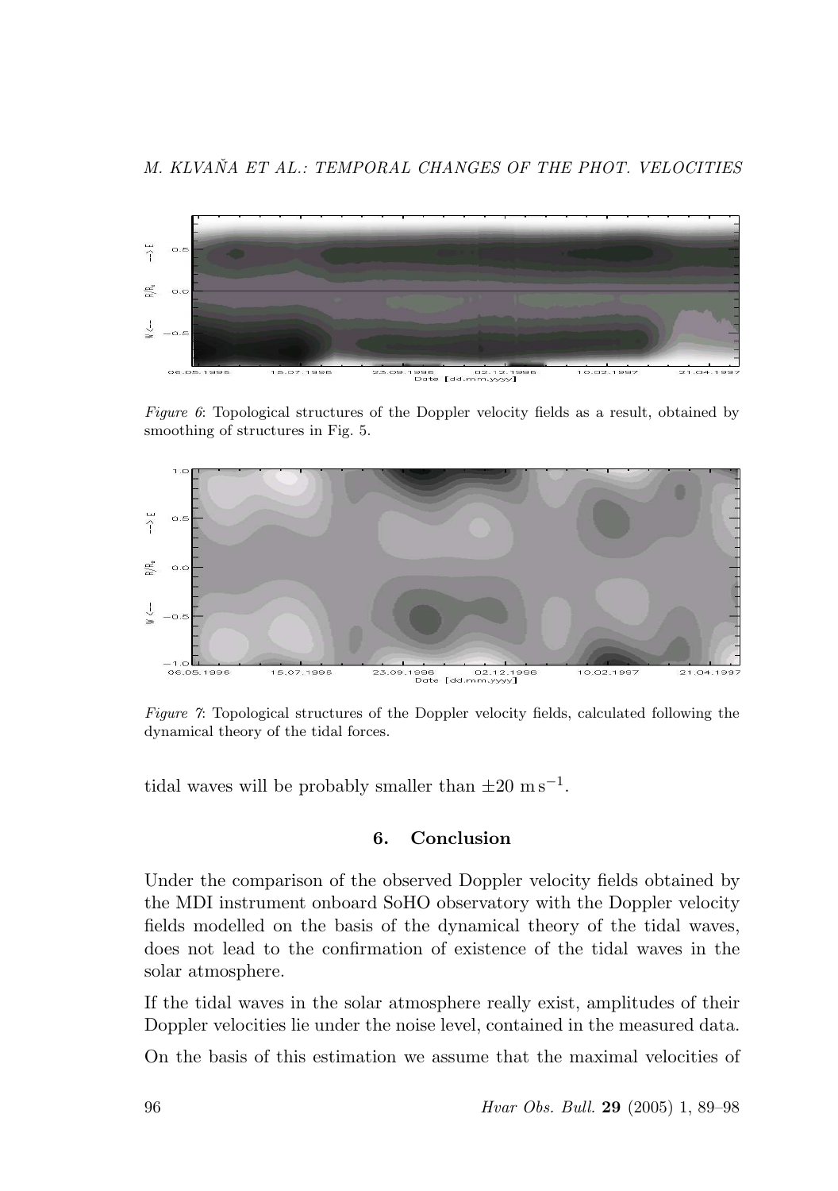*Figure 6*: Topological structures of the Doppler velocity fields as a result, obtained by smoothing of structures in Fig. 5.

*Figure 7*: Topological structures of the Doppler velocity fields, calculated following the dynamical theory of the tidal forces.

tidal waves will be probably smaller than $\pm 20$ m s$^{-1}$.

## 6. Conclusion

Under the comparison of the observed Doppler velocity fields obtained by the MDI instrument onboard SoHO observatory with the Doppler velocity fields modelled on the basis of the dynamical theory of the tidal waves, does not lead to the confirmation of existence of the tidal waves in the solar atmosphere.

If the tidal waves in the solar atmosphere really exist, amplitudes of their Doppler velocities lie under the noise level, contained in the measured data.

On the basis of this estimation we assume that the maximal velocities of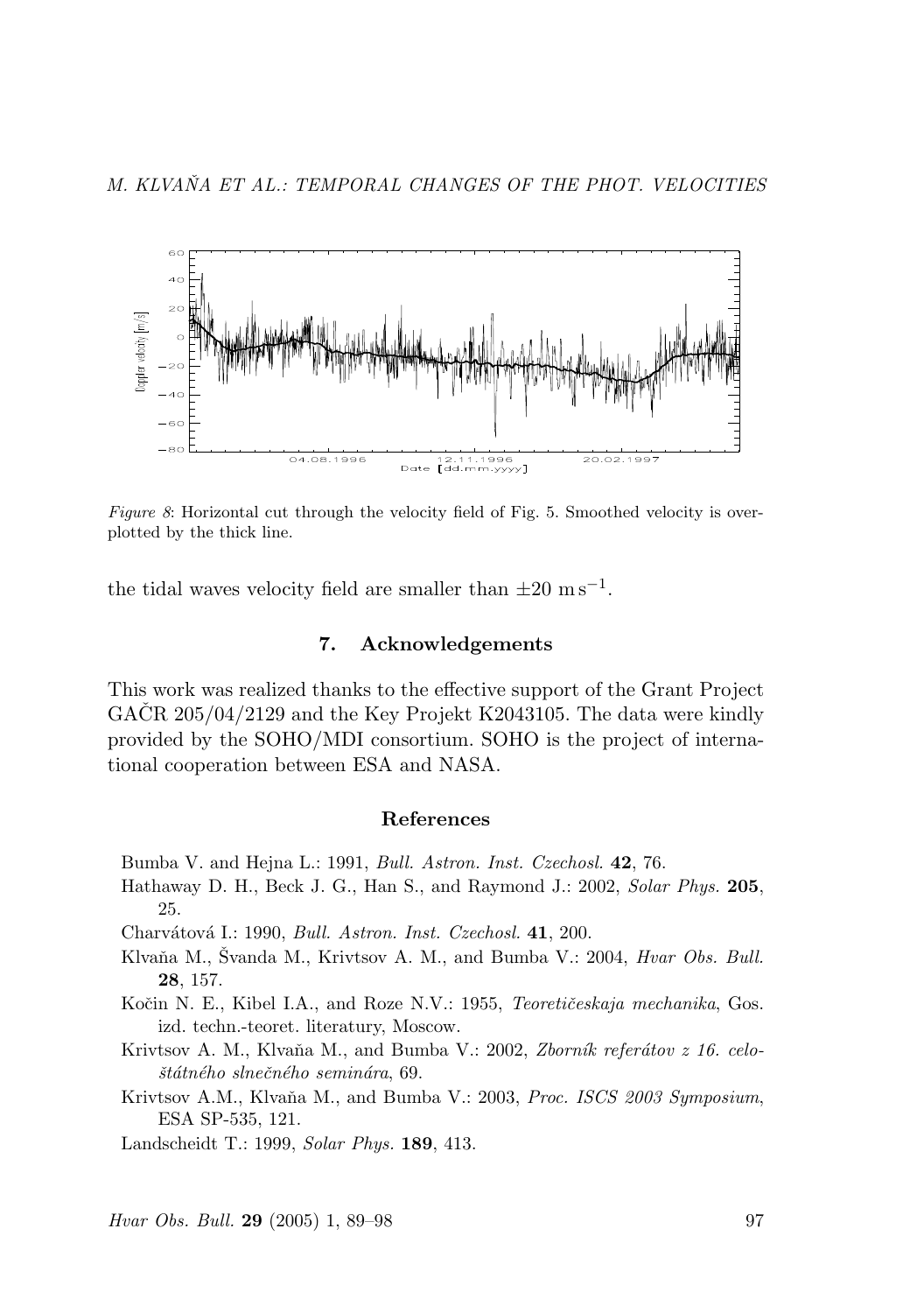*Figure 8*: Horizontal cut through the velocity field of Fig. 5. Smoothed velocity is overplotted by the thick line.

the tidal waves velocity field are smaller than $\pm 20 \ \mathrm{m\,s^{-1}}$.

## 7. Acknowledgements

This work was realized thanks to the effective support of the Grant Project GAČR 205/04/2129 and the Key Projekt K2043105. The data were kindly provided by the SOHO/MDI consortium. SOHO is the project of international cooperation between ESA and NASA.

## References

Bumba V. and Hejna L.: 1991, *Bull. Astron. Inst. Czechosl.* **42**, 76.

Hathaway D. H., Beck J. G., Han S., and Raymond J.: 2002, *Solar Phys.* **205**, 25.

Charvátová I.: 1990, *Bull. Astron. Inst. Czechosl.* **41**, 200.

Klvaňa M., Švanda M., Krivtsov A. M., and Bumba V.: 2004, *Hvar Obs. Bull.* **28**, 157.

Kočin N. E., Kibel I.A., and Roze N.V.: 1955, *Teoretičeskaja mechanika*, Gos. izd. techn.-teoret. literatury, Moscow.

Krivtsov A. M., Klvaňa M., and Bumba V.: 2002, *Zborník referátov z 16. celoštátného slnečného seminára*, 69.

Krivtsov A.M., Klvaňa M., and Bumba V.: 2003, *Proc. ISCS 2003 Symposium*, ESA SP-535, 121.

Landscheidt T.: 1999, *Solar Phys.* **189**, 413.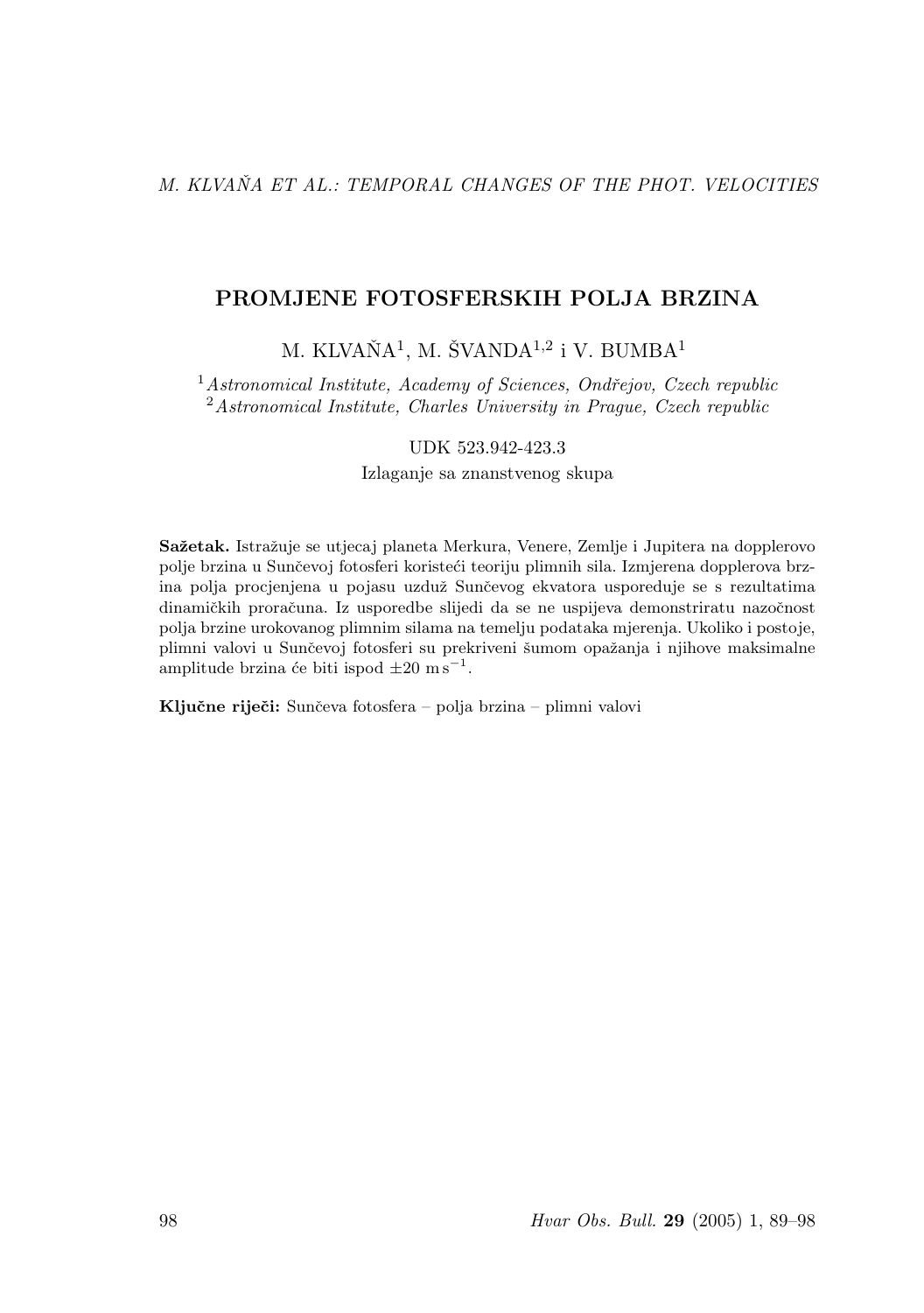# PROMJENE FOTOSFERSKIH POLJA BRZINA

M. KLVAŇA[1], M. ŠVANDA[1,2] i V. BUMBA[1]

[1] *Astronomical Institute, Academy of Sciences, Ondřejov, Czech republic*
[2] *Astronomical Institute, Charles University in Prague, Czech republic*

UDK 523.942-423.3

Izlaganje sa znanstvenog skupa

**Sažetak.** Istražuje se utjecaj planeta Merkura, Venere, Zemlje i Jupitera na dopplerovo polje brzina u Sunčevoj fotosferi koristeći teoriju plimnih sila. Izmjerena dopplerova brzina polja procjenjena u pojasu uzduž Sunčevog ekvatora uspoređuje se s rezultatima dinamičkih proračuna. Iz usporedbe slijedi da se ne uspijeva demonstriratu nazočnost polja brzine urokovanog plimnim silama na temelju podataka mjerenja. Ukoliko i postoje, plimni valovi u Sunčevoj fotosferi su prekriveni šumom opažanja i njihove maksimalne amplitude brzina će biti ispod $\pm 20 \mathrm{~m\,s^{-1}}$.

**Ključne riječi:** Sunčeva fotosfera – polja brzina – plimni valovi